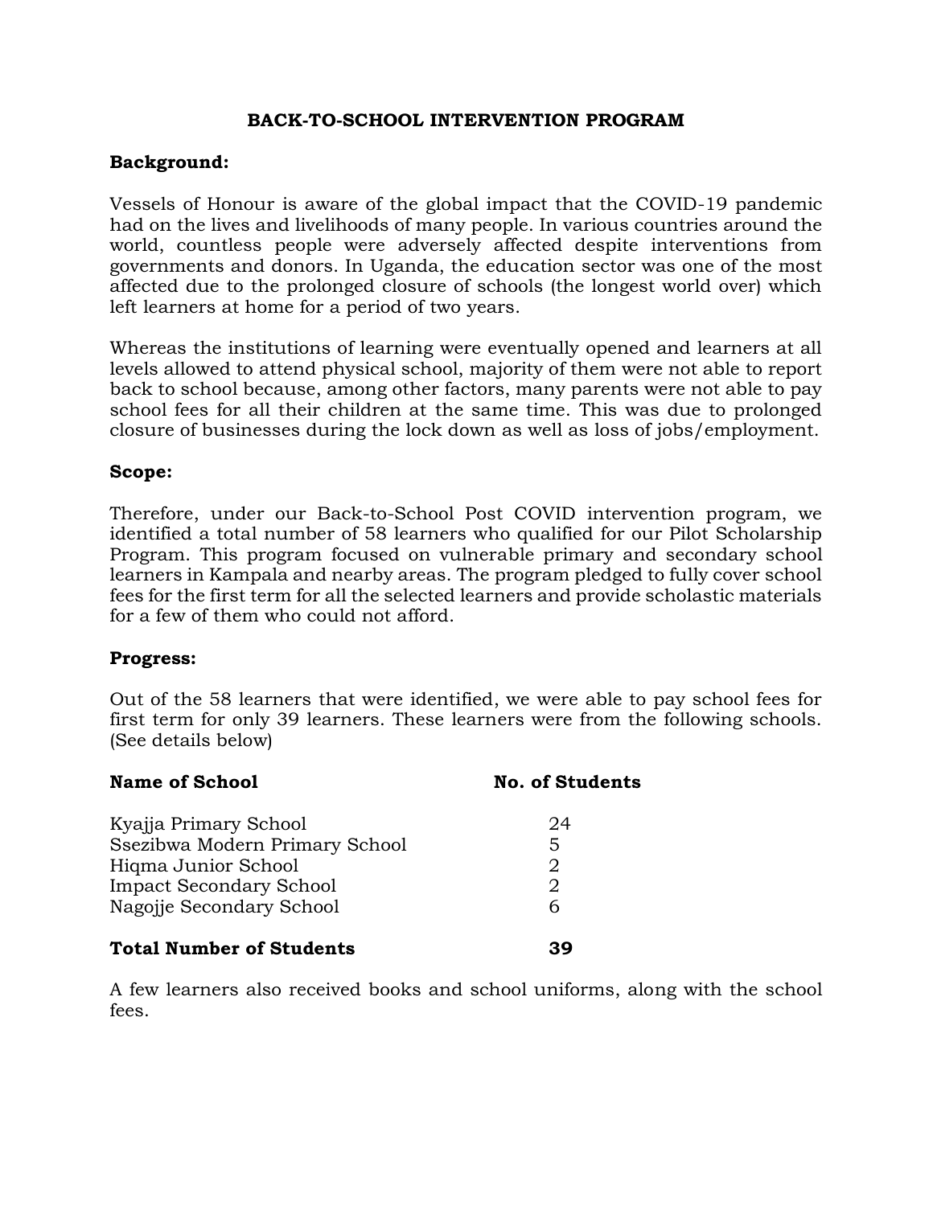# BACK-TO-SCHOOL INTERVENTION PROGRAM

## Background:

Vessels of Honour is aware of the global impact that the COVID-19 pandemic had on the lives and livelihoods of many people. In various countries around the world, countless people were adversely affected despite interventions from governments and donors. In Uganda, the education sector was one of the most affected due to the prolonged closure of schools (the longest world over) which left learners at home for a period of two years.

Whereas the institutions of learning were eventually opened and learners at all levels allowed to attend physical school, majority of them were not able to report back to school because, among other factors, many parents were not able to pay school fees for all their children at the same time. This was due to prolonged closure of businesses during the lock down as well as loss of jobs/employment.

## Scope:

Therefore, under our Back-to-School Post COVID intervention program, we identified a total number of 58 learners who qualified for our Pilot Scholarship Program. This program focused on vulnerable primary and secondary school learners in Kampala and nearby areas. The program pledged to fully cover school fees for the first term for all the selected learners and provide scholastic materials for a few of them who could not afford.

## Progress:

Out of the 58 learners that were identified, we were able to pay school fees for first term for only 39 learners. These learners were from the following schools. (See details below)

| Name of School | No. of Students |
|---|---|
| Kyajja Primary School | 24 |
| Ssezibwa Modern Primary School | 5 |
| Hiqma Junior School | 2 |
| Impact Secondary School | 2 |
| Nagojje Secondary School | 6 |
| **Total Number of Students** | **39** |

A few learners also received books and school uniforms, along with the school fees.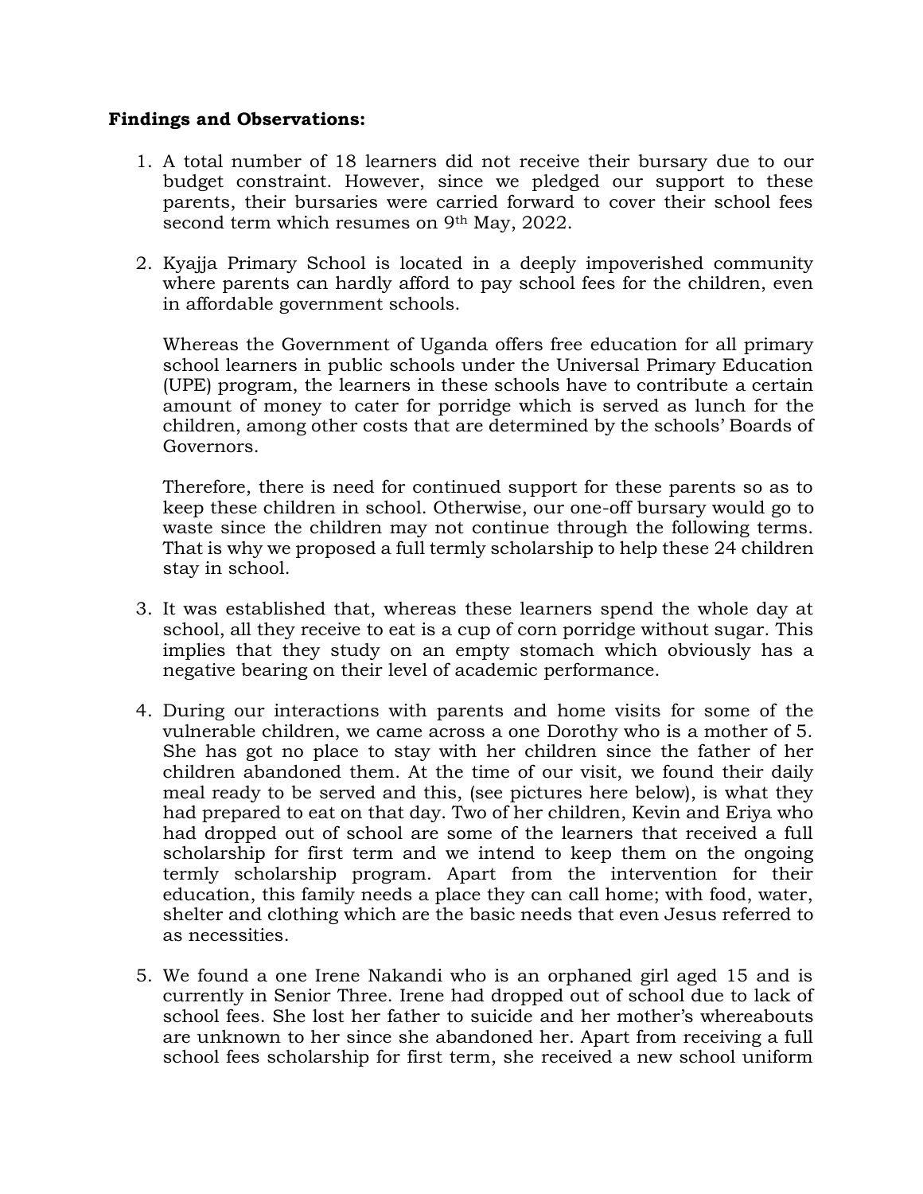**Findings and Observations:**

1. A total number of 18 learners did not receive their bursary due to our budget constraint. However, since we pledged our support to these parents, their bursaries were carried forward to cover their school fees second term which resumes on 9th May, 2022.

2. Kyajja Primary School is located in a deeply impoverished community where parents can hardly afford to pay school fees for the children, even in affordable government schools.

   Whereas the Government of Uganda offers free education for all primary school learners in public schools under the Universal Primary Education (UPE) program, the learners in these schools have to contribute a certain amount of money to cater for porridge which is served as lunch for the children, among other costs that are determined by the schools' Boards of Governors.

   Therefore, there is need for continued support for these parents so as to keep these children in school. Otherwise, our one-off bursary would go to waste since the children may not continue through the following terms. That is why we proposed a full termly scholarship to help these 24 children stay in school.

3. It was established that, whereas these learners spend the whole day at school, all they receive to eat is a cup of corn porridge without sugar. This implies that they study on an empty stomach which obviously has a negative bearing on their level of academic performance.

4. During our interactions with parents and home visits for some of the vulnerable children, we came across a one Dorothy who is a mother of 5. She has got no place to stay with her children since the father of her children abandoned them. At the time of our visit, we found their daily meal ready to be served and this, (see pictures here below), is what they had prepared to eat on that day. Two of her children, Kevin and Eriya who had dropped out of school are some of the learners that received a full scholarship for first term and we intend to keep them on the ongoing termly scholarship program. Apart from the intervention for their education, this family needs a place they can call home; with food, water, shelter and clothing which are the basic needs that even Jesus referred to as necessities.

5. We found a one Irene Nakandi who is an orphaned girl aged 15 and is currently in Senior Three. Irene had dropped out of school due to lack of school fees. She lost her father to suicide and her mother's whereabouts are unknown to her since she abandoned her. Apart from receiving a full school fees scholarship for first term, she received a new school uniform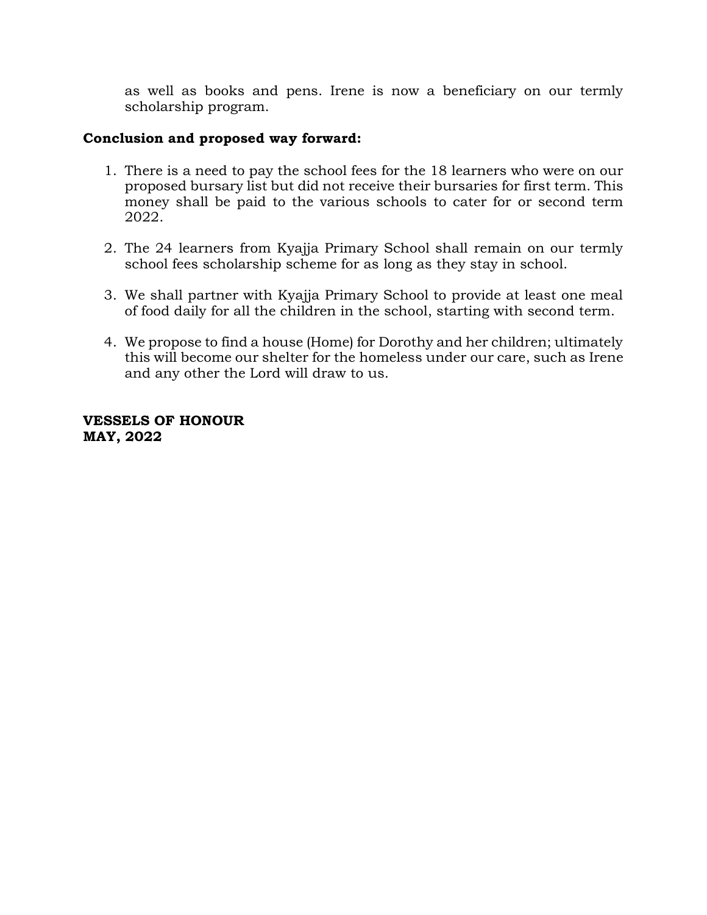as well as books and pens. Irene is now a beneficiary on our termly scholarship program.

**Conclusion and proposed way forward:**

1. There is a need to pay the school fees for the 18 learners who were on our proposed bursary list but did not receive their bursaries for first term. This money shall be paid to the various schools to cater for or second term 2022.

2. The 24 learners from Kyajja Primary School shall remain on our termly school fees scholarship scheme for as long as they stay in school.

3. We shall partner with Kyajja Primary School to provide at least one meal of food daily for all the children in the school, starting with second term.

4. We propose to find a house (Home) for Dorothy and her children; ultimately this will become our shelter for the homeless under our care, such as Irene and any other the Lord will draw to us.

**VESSELS OF HONOUR**
**MAY, 2022**